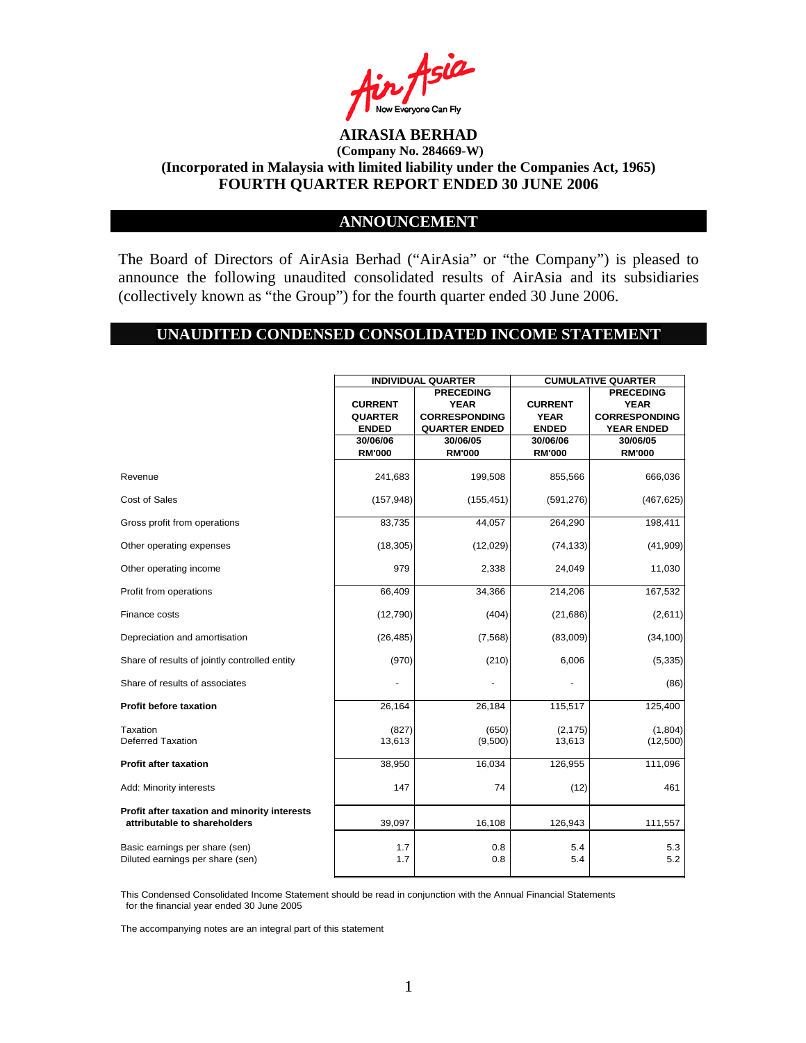# AIRASIA BERHAD

**(Company No. 284669-W)**

**(Incorporated in Malaysia with limited liability under the Companies Act, 1965)**

**FOURTH QUARTER REPORT ENDED 30 JUNE 2006**

## ANNOUNCEMENT

The Board of Directors of AirAsia Berhad ("AirAsia" or "the Company") is pleased to announce the following unaudited consolidated results of AirAsia and its subsidiaries (collectively known as "the Group") for the fourth quarter ended 30 June 2006.

## UNAUDITED CONDENSED CONSOLIDATED INCOME STATEMENT

| | INDIVIDUAL QUARTER | | CUMULATIVE QUARTER | |
|---|---|---|---|---|
| | CURRENT QUARTER ENDED 30/06/06 RM'000 | PRECEDING YEAR CORRESPONDING QUARTER ENDED 30/06/05 RM'000 | CURRENT YEAR ENDED 30/06/06 RM'000 | PRECEDING YEAR CORRESPONDING YEAR ENDED 30/06/05 RM'000 |
| Revenue | 241,683 | 199,508 | 855,566 | 666,036 |
| Cost of Sales | (157,948) | (155,451) | (591,276) | (467,625) |
| Gross profit from operations | 83,735 | 44,057 | 264,290 | 198,411 |
| Other operating expenses | (18,305) | (12,029) | (74,133) | (41,909) |
| Other operating income | 979 | 2,338 | 24,049 | 11,030 |
| Profit from operations | 66,409 | 34,366 | 214,206 | 167,532 |
| Finance costs | (12,790) | (404) | (21,686) | (2,611) |
| Depreciation and amortisation | (26,485) | (7,568) | (83,009) | (34,100) |
| Share of results of jointly controlled entity | (970) | (210) | 6,006 | (5,335) |
| Share of results of associates | - | - | - | (86) |
| **Profit before taxation** | 26,164 | 26,184 | 115,517 | 125,400 |
| Taxation | (827) | (650) | (2,175) | (1,804) |
| Deferred Taxation | 13,613 | (9,500) | 13,613 | (12,500) |
| **Profit after taxation** | 38,950 | 16,034 | 126,955 | 111,096 |
| Add: Minority interests | 147 | 74 | (12) | 461 |
| **Profit after taxation and minority interests attributable to shareholders** | 39,097 | 16,108 | 126,943 | 111,557 |
| Basic earnings per share (sen) | 1.7 | 0.8 | 5.4 | 5.3 |
| Diluted earnings per share (sen) | 1.7 | 0.8 | 5.4 | 5.2 |

This Condensed Consolidated Income Statement should be read in conjunction with the Annual Financial Statements for the financial year ended 30 June 2005

The accompanying notes are an integral part of this statement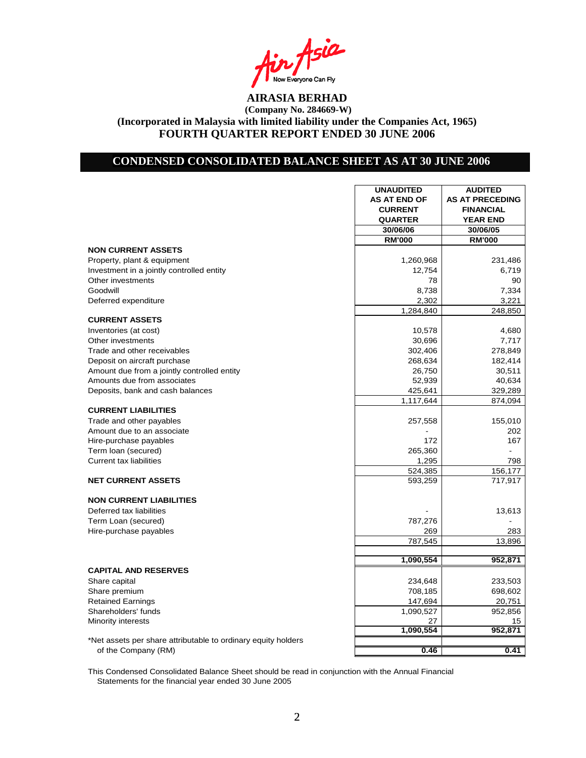# AIRASIA BERHAD

**(Company No. 284669-W)**

**(Incorporated in Malaysia with limited liability under the Companies Act, 1965)**

**FOURTH QUARTER REPORT ENDED 30 JUNE 2006**

## CONDENSED CONSOLIDATED BALANCE SHEET AS AT 30 JUNE 2006

| | UNAUDITED AS AT END OF CURRENT QUARTER 30/06/06 RM'000 | AUDITED AS AT PRECEDING FINANCIAL YEAR END 30/06/05 RM'000 |
|---|---|---|
| **NON CURRENT ASSETS** | | |
| Property, plant & equipment | 1,260,968 | 231,486 |
| Investment in a jointly controlled entity | 12,754 | 6,719 |
| Other investments | 78 | 90 |
| Goodwill | 8,738 | 7,334 |
| Deferred expenditure | 2,302 | 3,221 |
| | 1,284,840 | 248,850 |
| **CURRENT ASSETS** | | |
| Inventories (at cost) | 10,578 | 4,680 |
| Other investments | 30,696 | 7,717 |
| Trade and other receivables | 302,406 | 278,849 |
| Deposit on aircraft purchase | 268,634 | 182,414 |
| Amount due from a jointly controlled entity | 26,750 | 30,511 |
| Amounts due from associates | 52,939 | 40,634 |
| Deposits, bank and cash balances | 425,641 | 329,289 |
| | 1,117,644 | 874,094 |
| **CURRENT LIABILITIES** | | |
| Trade and other payables | 257,558 | 155,010 |
| Amount due to an associate | - | 202 |
| Hire-purchase payables | 172 | 167 |
| Term loan (secured) | 265,360 | - |
| Current tax liabilities | 1,295 | 798 |
| | 524,385 | 156,177 |
| **NET CURRENT ASSETS** | 593,259 | 717,917 |
| **NON CURRENT LIABILITIES** | | |
| Deferred tax liabilities | - | 13,613 |
| Term Loan (secured) | 787,276 | - |
| Hire-purchase payables | 269 | 283 |
| | 787,545 | 13,896 |
| | **1,090,554** | **952,871** |
| **CAPITAL AND RESERVES** | | |
| Share capital | 234,648 | 233,503 |
| Share premium | 708,185 | 698,602 |
| Retained Earnings | 147,694 | 20,751 |
| Shareholders' funds | 1,090,527 | 952,856 |
| Minority interests | 27 | 15 |
| | **1,090,554** | **952,871** |
| *Net assets per share attributable to ordinary equity holders of the Company (RM) | **0.46** | **0.41** |

This Condensed Consolidated Balance Sheet should be read in conjunction with the Annual Financial Statements for the financial year ended 30 June 2005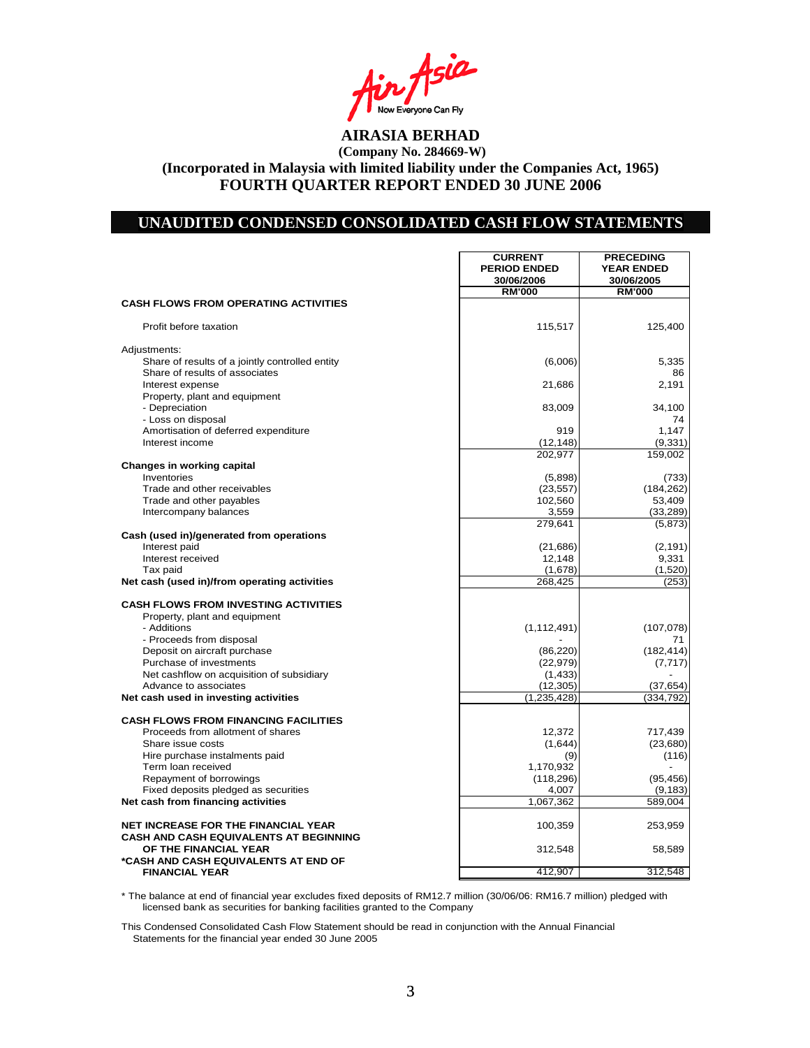# AIRASIA BERHAD

**(Company No. 284669-W)**

**(Incorporated in Malaysia with limited liability under the Companies Act, 1965)**

**FOURTH QUARTER REPORT ENDED 30 JUNE 2006**

## UNAUDITED CONDENSED CONSOLIDATED CASH FLOW STATEMENTS

| | CURRENT PERIOD ENDED 30/06/2006 RM'000 | PRECEDING YEAR ENDED 30/06/2005 RM'000 |
|---|---|---|
| **CASH FLOWS FROM OPERATING ACTIVITIES** | | |
| Profit before taxation | 115,517 | 125,400 |
| Adjustments: | | |
| Share of results of a jointly controlled entity | (6,006) | 5,335 |
| Share of results of associates | | 86 |
| Interest expense | 21,686 | 2,191 |
| Property, plant and equipment | | |
| - Depreciation | 83,009 | 34,100 |
| - Loss on disposal | | 74 |
| Amortisation of deferred expenditure | 919 | 1,147 |
| Interest income | (12,148) | (9,331) |
| | 202,977 | 159,002 |
| **Changes in working capital** | | |
| Inventories | (5,898) | (733) |
| Trade and other receivables | (23,557) | (184,262) |
| Trade and other payables | 102,560 | 53,409 |
| Intercompany balances | 3,559 | (33,289) |
| | 279,641 | (5,873) |
| **Cash (used in)/generated from operations** | | |
| Interest paid | (21,686) | (2,191) |
| Interest received | 12,148 | 9,331 |
| Tax paid | (1,678) | (1,520) |
| **Net cash (used in)/from operating activities** | 268,425 | (253) |
| **CASH FLOWS FROM INVESTING ACTIVITIES** | | |
| Property, plant and equipment | | |
| - Additions | (1,112,491) | (107,078) |
| - Proceeds from disposal | - | 71 |
| Deposit on aircraft purchase | (86,220) | (182,414) |
| Purchase of investments | (22,979) | (7,717) |
| Net cashflow on acquisition of subsidiary | (1,433) | - |
| Advance to associates | (12,305) | (37,654) |
| **Net cash used in investing activities** | (1,235,428) | (334,792) |
| **CASH FLOWS FROM FINANCING FACILITIES** | | |
| Proceeds from allotment of shares | 12,372 | 717,439 |
| Share issue costs | (1,644) | (23,680) |
| Hire purchase instalments paid | (9) | (116) |
| Term loan received | 1,170,932 | - |
| Repayment of borrowings | (118,296) | (95,456) |
| Fixed deposits pledged as securities | 4,007 | (9,183) |
| **Net cash from financing activities** | 1,067,362 | 589,004 |
| **NET INCREASE FOR THE FINANCIAL YEAR** | 100,359 | 253,959 |
| **CASH AND CASH EQUIVALENTS AT BEGINNING OF THE FINANCIAL YEAR** | 312,548 | 58,589 |
| **\*CASH AND CASH EQUIVALENTS AT END OF FINANCIAL YEAR** | 412,907 | 312,548 |

\* The balance at end of financial year excludes fixed deposits of RM12.7 million (30/06/06: RM16.7 million) pledged with licensed bank as securities for banking facilities granted to the Company

This Condensed Consolidated Cash Flow Statement should be read in conjunction with the Annual Financial Statements for the financial year ended 30 June 2005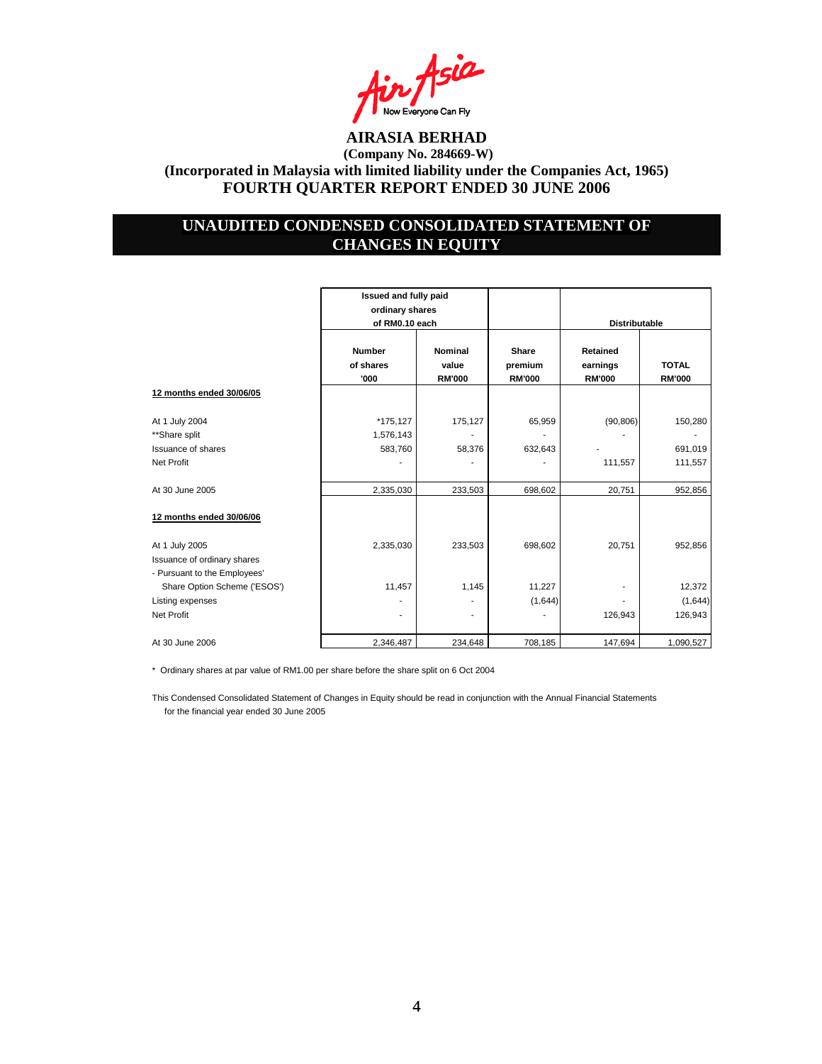Air Asia
Now Everyone Can Fly

# AIRASIA BERHAD

**(Company No. 284669-W)**

**(Incorporated in Malaysia with limited liability under the Companies Act, 1965)**

**FOURTH QUARTER REPORT ENDED 30 JUNE 2006**

## UNAUDITED CONDENSED CONSOLIDATED STATEMENT OF CHANGES IN EQUITY

| | Issued and fully paid ordinary shares of RM0.10 each | | | Distributable | |
|---|---|---|---|---|---|
| | Number of shares '000 | Nominal value RM'000 | Share premium RM'000 | Retained earnings RM'000 | TOTAL RM'000 |
| **12 months ended 30/06/05** | | | | | |
| At 1 July 2004 | *175,127 | 175,127 | 65,959 | (90,806) | 150,280 |
| **Share split | 1,576,143 | - | - | - | - |
| Issuance of shares | 583,760 | 58,376 | 632,643 | - | 691,019 |
| Net Profit | - | - | - | 111,557 | 111,557 |
| At 30 June 2005 | 2,335,030 | 233,503 | 698,602 | 20,751 | 952,856 |
| **12 months ended 30/06/06** | | | | | |
| At 1 July 2005 | 2,335,030 | 233,503 | 698,602 | 20,751 | 952,856 |
| Issuance of ordinary shares | | | | | |
| - Pursuant to the Employees' Share Option Scheme ('ESOS') | 11,457 | 1,145 | 11,227 | - | 12,372 |
| Listing expenses | - | - | (1,644) | - | (1,644) |
| Net Profit | - | - | - | 126,943 | 126,943 |
| At 30 June 2006 | 2,346,487 | 234,648 | 708,185 | 147,694 | 1,090,527 |

\* Ordinary shares at par value of RM1.00 per share before the share split on 6 Oct 2004

This Condensed Consolidated Statement of Changes in Equity should be read in conjunction with the Annual Financial Statements for the financial year ended 30 June 2005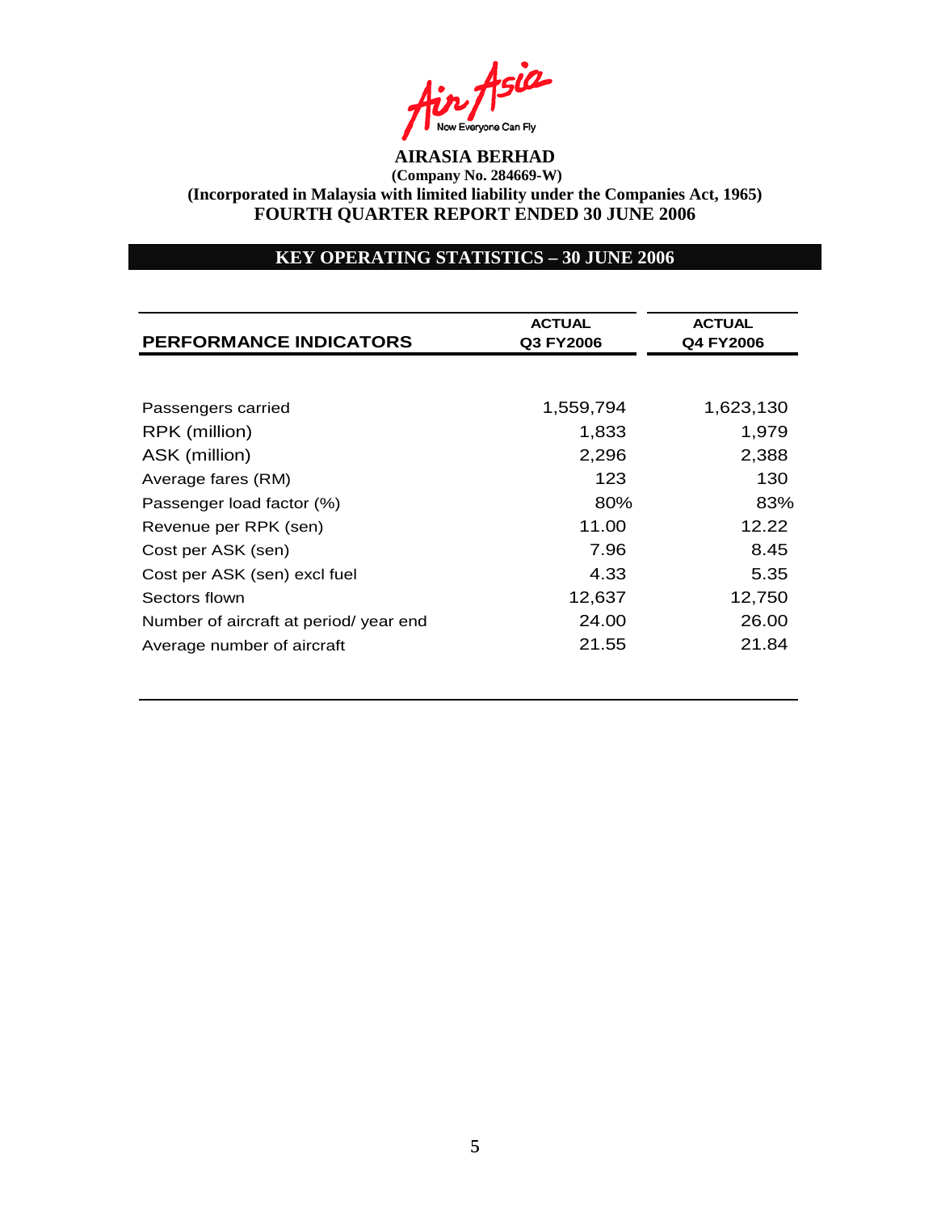AirAsia
Now Everyone Can Fly

# AIRASIA BERHAD

**(Company No. 284669-W)**

**(Incorporated in Malaysia with limited liability under the Companies Act, 1965)**

**FOURTH QUARTER REPORT ENDED 30 JUNE 2006**

## KEY OPERATING STATISTICS – 30 JUNE 2006

| PERFORMANCE INDICATORS | ACTUAL Q3 FY2006 | ACTUAL Q4 FY2006 |
|---|---|---|
| Passengers carried | 1,559,794 | 1,623,130 |
| RPK (million) | 1,833 | 1,979 |
| ASK (million) | 2,296 | 2,388 |
| Average fares (RM) | 123 | 130 |
| Passenger load factor (%) | 80% | 83% |
| Revenue per RPK (sen) | 11.00 | 12.22 |
| Cost per ASK (sen) | 7.96 | 8.45 |
| Cost per ASK (sen) excl fuel | 4.33 | 5.35 |
| Sectors flown | 12,637 | 12,750 |
| Number of aircraft at period/ year end | 24.00 | 26.00 |
| Average number of aircraft | 21.55 | 21.84 |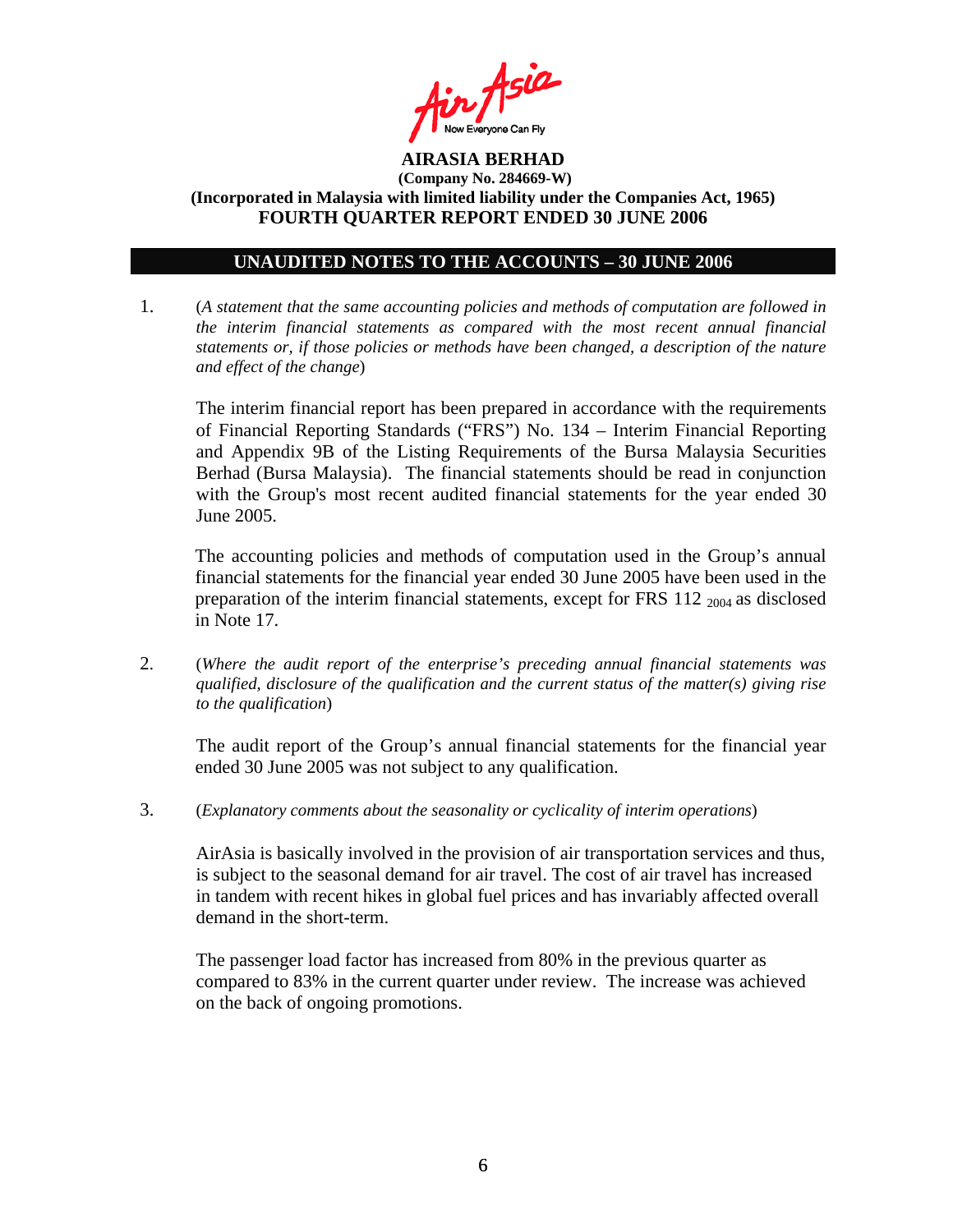**AIRASIA BERHAD**
**(Company No. 284669-W)**
**(Incorporated in Malaysia with limited liability under the Companies Act, 1965)**
**FOURTH QUARTER REPORT ENDED 30 JUNE 2006**

## UNAUDITED NOTES TO THE ACCOUNTS – 30 JUNE 2006

1. (*A statement that the same accounting policies and methods of computation are followed in the interim financial statements as compared with the most recent annual financial statements or, if those policies or methods have been changed, a description of the nature and effect of the change*)

   The interim financial report has been prepared in accordance with the requirements of Financial Reporting Standards ("FRS") No. 134 – Interim Financial Reporting and Appendix 9B of the Listing Requirements of the Bursa Malaysia Securities Berhad (Bursa Malaysia). The financial statements should be read in conjunction with the Group's most recent audited financial statements for the year ended 30 June 2005.

   The accounting policies and methods of computation used in the Group's annual financial statements for the financial year ended 30 June 2005 have been used in the preparation of the interim financial statements, except for FRS 112 $_{2004}$ as disclosed in Note 17.

2. (*Where the audit report of the enterprise's preceding annual financial statements was qualified, disclosure of the qualification and the current status of the matter(s) giving rise to the qualification*)

   The audit report of the Group's annual financial statements for the financial year ended 30 June 2005 was not subject to any qualification.

3. (*Explanatory comments about the seasonality or cyclicality of interim operations*)

   AirAsia is basically involved in the provision of air transportation services and thus, is subject to the seasonal demand for air travel. The cost of air travel has increased in tandem with recent hikes in global fuel prices and has invariably affected overall demand in the short-term.

   The passenger load factor has increased from 80% in the previous quarter as compared to 83% in the current quarter under review. The increase was achieved on the back of ongoing promotions.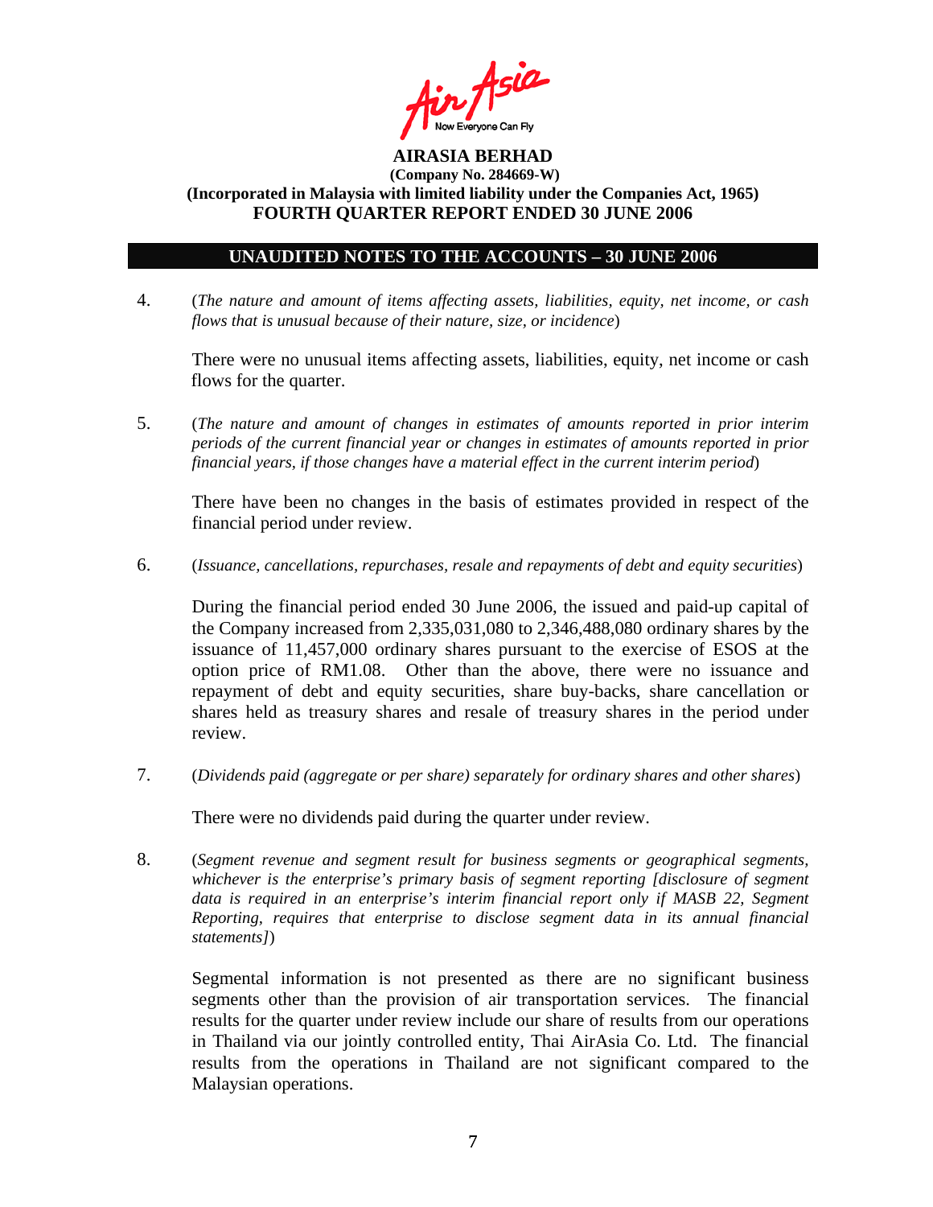**AIRASIA BERHAD**
**(Company No. 284669-W)**
**(Incorporated in Malaysia with limited liability under the Companies Act, 1965)**
**FOURTH QUARTER REPORT ENDED 30 JUNE 2006**

## UNAUDITED NOTES TO THE ACCOUNTS – 30 JUNE 2006

4. (*The nature and amount of items affecting assets, liabilities, equity, net income, or cash flows that is unusual because of their nature, size, or incidence*)

   There were no unusual items affecting assets, liabilities, equity, net income or cash flows for the quarter.

5. (*The nature and amount of changes in estimates of amounts reported in prior interim periods of the current financial year or changes in estimates of amounts reported in prior financial years, if those changes have a material effect in the current interim period*)

   There have been no changes in the basis of estimates provided in respect of the financial period under review.

6. (*Issuance, cancellations, repurchases, resale and repayments of debt and equity securities*)

   During the financial period ended 30 June 2006, the issued and paid-up capital of the Company increased from 2,335,031,080 to 2,346,488,080 ordinary shares by the issuance of 11,457,000 ordinary shares pursuant to the exercise of ESOS at the option price of RM1.08. Other than the above, there were no issuance and repayment of debt and equity securities, share buy-backs, share cancellation or shares held as treasury shares and resale of treasury shares in the period under review.

7. (*Dividends paid (aggregate or per share) separately for ordinary shares and other shares*)

   There were no dividends paid during the quarter under review.

8. (*Segment revenue and segment result for business segments or geographical segments, whichever is the enterprise's primary basis of segment reporting [disclosure of segment data is required in an enterprise's interim financial report only if MASB 22, Segment Reporting, requires that enterprise to disclose segment data in its annual financial statements]*)

   Segmental information is not presented as there are no significant business segments other than the provision of air transportation services. The financial results for the quarter under review include our share of results from our operations in Thailand via our jointly controlled entity, Thai AirAsia Co. Ltd. The financial results from the operations in Thailand are not significant compared to the Malaysian operations.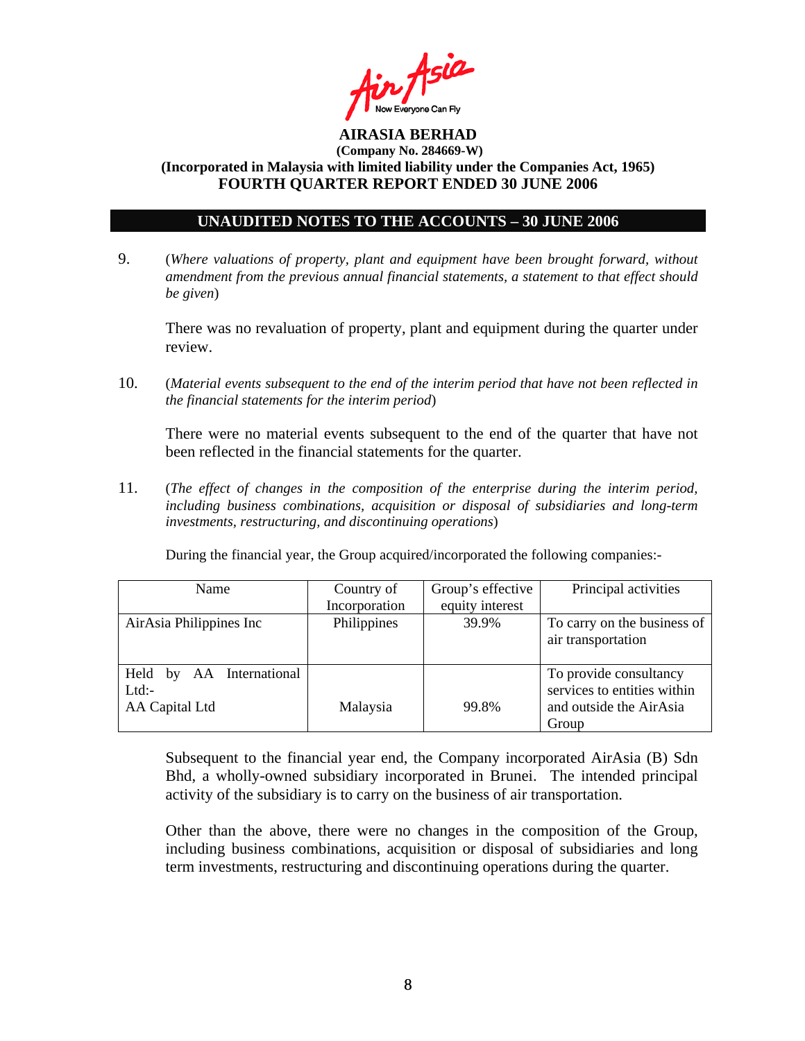**AIRASIA BERHAD**
**(Company No. 284669-W)**
**(Incorporated in Malaysia with limited liability under the Companies Act, 1965)**
**FOURTH QUARTER REPORT ENDED 30 JUNE 2006**

## UNAUDITED NOTES TO THE ACCOUNTS – 30 JUNE 2006

9. (*Where valuations of property, plant and equipment have been brought forward, without amendment from the previous annual financial statements, a statement to that effect should be given*)

   There was no revaluation of property, plant and equipment during the quarter under review.

10. (*Material events subsequent to the end of the interim period that have not been reflected in the financial statements for the interim period*)

    There were no material events subsequent to the end of the quarter that have not been reflected in the financial statements for the quarter.

11. (*The effect of changes in the composition of the enterprise during the interim period, including business combinations, acquisition or disposal of subsidiaries and long-term investments, restructuring, and discontinuing operations*)

    During the financial year, the Group acquired/incorporated the following companies:-

| Name | Country of Incorporation | Group's effective equity interest | Principal activities |
|---|---|---|---|
| AirAsia Philippines Inc | Philippines | 39.9% | To carry on the business of air transportation |
| Held by AA International Ltd:- AA Capital Ltd | Malaysia | 99.8% | To provide consultancy services to entities within and outside the AirAsia Group |

    Subsequent to the financial year end, the Company incorporated AirAsia (B) Sdn Bhd, a wholly-owned subsidiary incorporated in Brunei. The intended principal activity of the subsidiary is to carry on the business of air transportation.

    Other than the above, there were no changes in the composition of the Group, including business combinations, acquisition or disposal of subsidiaries and long term investments, restructuring and discontinuing operations during the quarter.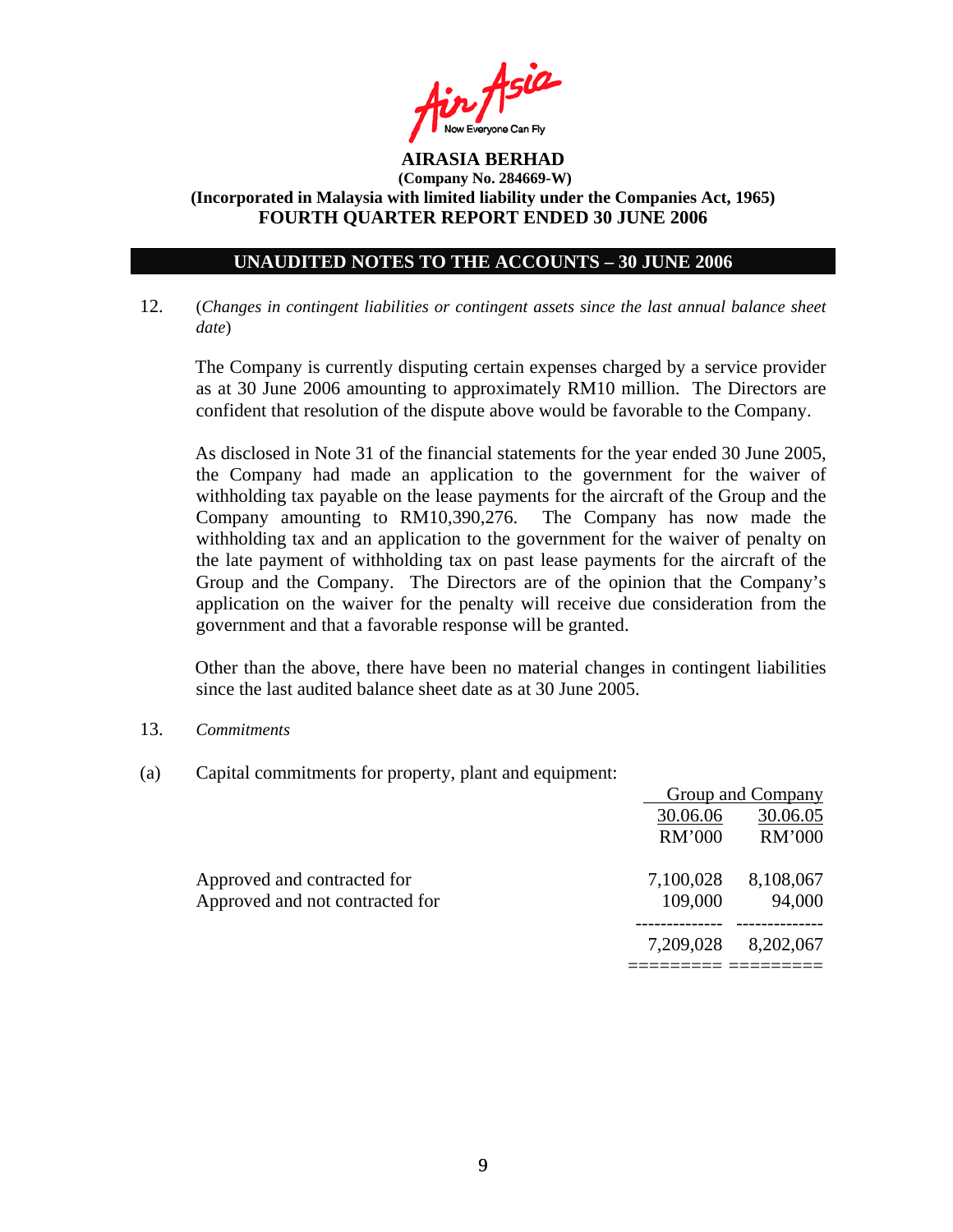**AIRASIA BERHAD**
**(Company No. 284669-W)**
**(Incorporated in Malaysia with limited liability under the Companies Act, 1965)**
**FOURTH QUARTER REPORT ENDED 30 JUNE 2006**

## UNAUDITED NOTES TO THE ACCOUNTS – 30 JUNE 2006

12. (*Changes in contingent liabilities or contingent assets since the last annual balance sheet date*)

The Company is currently disputing certain expenses charged by a service provider as at 30 June 2006 amounting to approximately RM10 million. The Directors are confident that resolution of the dispute above would be favorable to the Company.

As disclosed in Note 31 of the financial statements for the year ended 30 June 2005, the Company had made an application to the government for the waiver of withholding tax payable on the lease payments for the aircraft of the Group and the Company amounting to RM10,390,276. The Company has now made the withholding tax and an application to the government for the waiver of penalty on the late payment of withholding tax on past lease payments for the aircraft of the Group and the Company. The Directors are of the opinion that the Company's application on the waiver for the penalty will receive due consideration from the government and that a favorable response will be granted.

Other than the above, there have been no material changes in contingent liabilities since the last audited balance sheet date as at 30 June 2005.

13. *Commitments*

(a) Capital commitments for property, plant and equipment:

| | Group and Company | |
|---|---|---|
| | 30.06.06 | 30.06.05 |
| | RM'000 | RM'000 |
| Approved and contracted for | 7,100,028 | 8,108,067 |
| Approved and not contracted for | 109,000 | 94,000 |
| | 7,209,028 | 8,202,067 |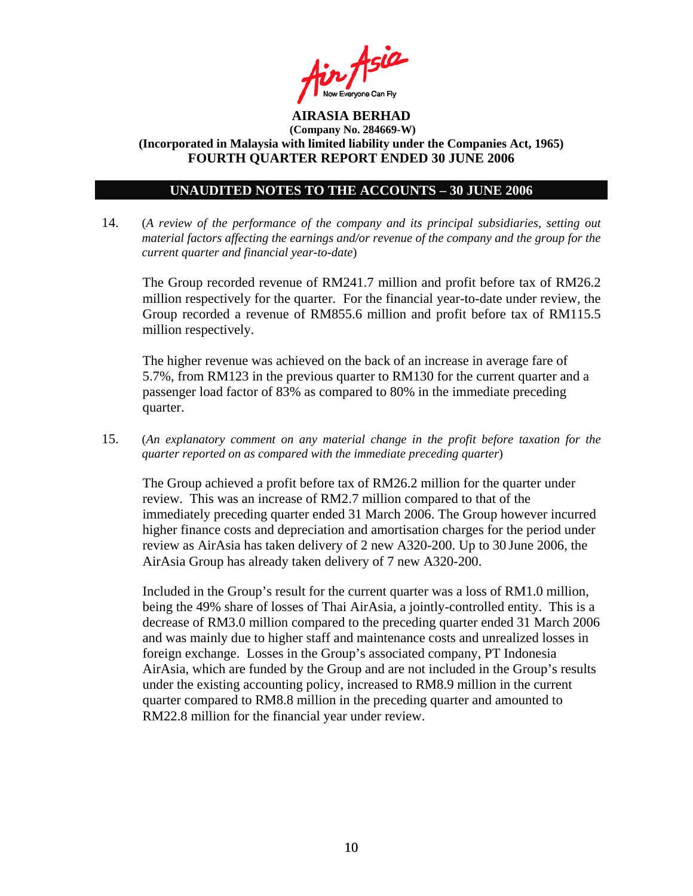**AIRASIA BERHAD**
**(Company No. 284669-W)**
**(Incorporated in Malaysia with limited liability under the Companies Act, 1965)**
**FOURTH QUARTER REPORT ENDED 30 JUNE 2006**

## UNAUDITED NOTES TO THE ACCOUNTS – 30 JUNE 2006

14. (*A review of the performance of the company and its principal subsidiaries, setting out material factors affecting the earnings and/or revenue of the company and the group for the current quarter and financial year-to-date*)

    The Group recorded revenue of RM241.7 million and profit before tax of RM26.2 million respectively for the quarter. For the financial year-to-date under review, the Group recorded a revenue of RM855.6 million and profit before tax of RM115.5 million respectively.

    The higher revenue was achieved on the back of an increase in average fare of 5.7%, from RM123 in the previous quarter to RM130 for the current quarter and a passenger load factor of 83% as compared to 80% in the immediate preceding quarter.

15. (*An explanatory comment on any material change in the profit before taxation for the quarter reported on as compared with the immediate preceding quarter*)

    The Group achieved a profit before tax of RM26.2 million for the quarter under review. This was an increase of RM2.7 million compared to that of the immediately preceding quarter ended 31 March 2006. The Group however incurred higher finance costs and depreciation and amortisation charges for the period under review as AirAsia has taken delivery of 2 new A320-200. Up to 30 June 2006, the AirAsia Group has already taken delivery of 7 new A320-200.

    Included in the Group's result for the current quarter was a loss of RM1.0 million, being the 49% share of losses of Thai AirAsia, a jointly-controlled entity. This is a decrease of RM3.0 million compared to the preceding quarter ended 31 March 2006 and was mainly due to higher staff and maintenance costs and unrealized losses in foreign exchange. Losses in the Group's associated company, PT Indonesia AirAsia, which are funded by the Group and are not included in the Group's results under the existing accounting policy, increased to RM8.9 million in the current quarter compared to RM8.8 million in the preceding quarter and amounted to RM22.8 million for the financial year under review.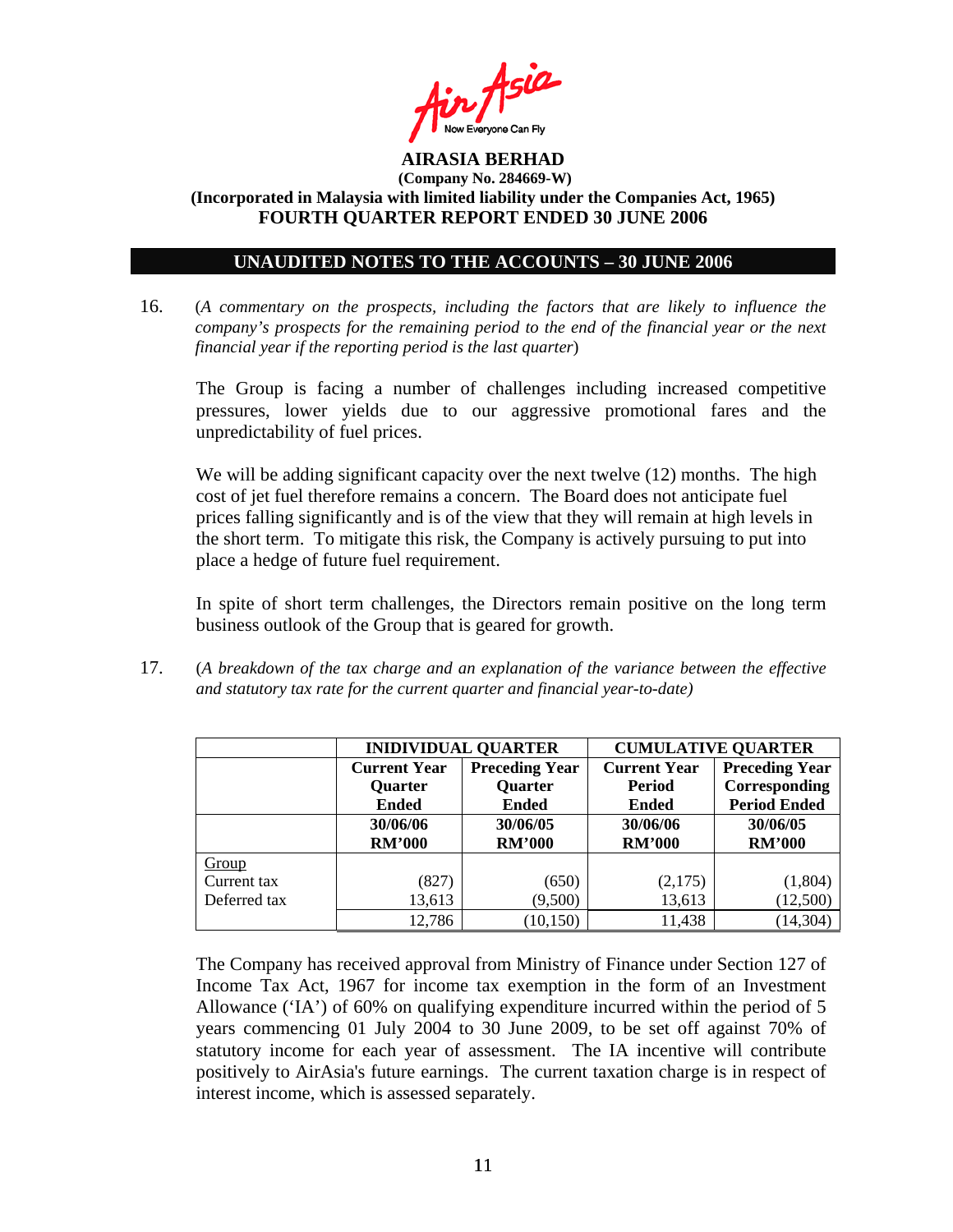**AIRASIA BERHAD**

**(Company No. 284669-W)**

**(Incorporated in Malaysia with limited liability under the Companies Act, 1965)**

**FOURTH QUARTER REPORT ENDED 30 JUNE 2006**

## UNAUDITED NOTES TO THE ACCOUNTS – 30 JUNE 2006

16. (*A commentary on the prospects, including the factors that are likely to influence the company's prospects for the remaining period to the end of the financial year or the next financial year if the reporting period is the last quarter*)

The Group is facing a number of challenges including increased competitive pressures, lower yields due to our aggressive promotional fares and the unpredictability of fuel prices.

We will be adding significant capacity over the next twelve (12) months. The high cost of jet fuel therefore remains a concern. The Board does not anticipate fuel prices falling significantly and is of the view that they will remain at high levels in the short term. To mitigate this risk, the Company is actively pursuing to put into place a hedge of future fuel requirement.

In spite of short term challenges, the Directors remain positive on the long term business outlook of the Group that is geared for growth.

17. (*A breakdown of the tax charge and an explanation of the variance between the effective and statutory tax rate for the current quarter and financial year-to-date)*

| | INIDIVIDUAL QUARTER | | CUMULATIVE QUARTER | |
|---|---|---|---|---|
| | Current Year Quarter Ended | Preceding Year Quarter Ended | Current Year Period Ended | Preceding Year Corresponding Period Ended |
| | 30/06/06 RM'000 | 30/06/05 RM'000 | 30/06/06 RM'000 | 30/06/05 RM'000 |
| Group | | | | |
| Current tax | (827) | (650) | (2,175) | (1,804) |
| Deferred tax | 13,613 | (9,500) | 13,613 | (12,500) |
| | 12,786 | (10,150) | 11,438 | (14,304) |

The Company has received approval from Ministry of Finance under Section 127 of Income Tax Act, 1967 for income tax exemption in the form of an Investment Allowance ('IA') of 60% on qualifying expenditure incurred within the period of 5 years commencing 01 July 2004 to 30 June 2009, to be set off against 70% of statutory income for each year of assessment. The IA incentive will contribute positively to AirAsia's future earnings. The current taxation charge is in respect of interest income, which is assessed separately.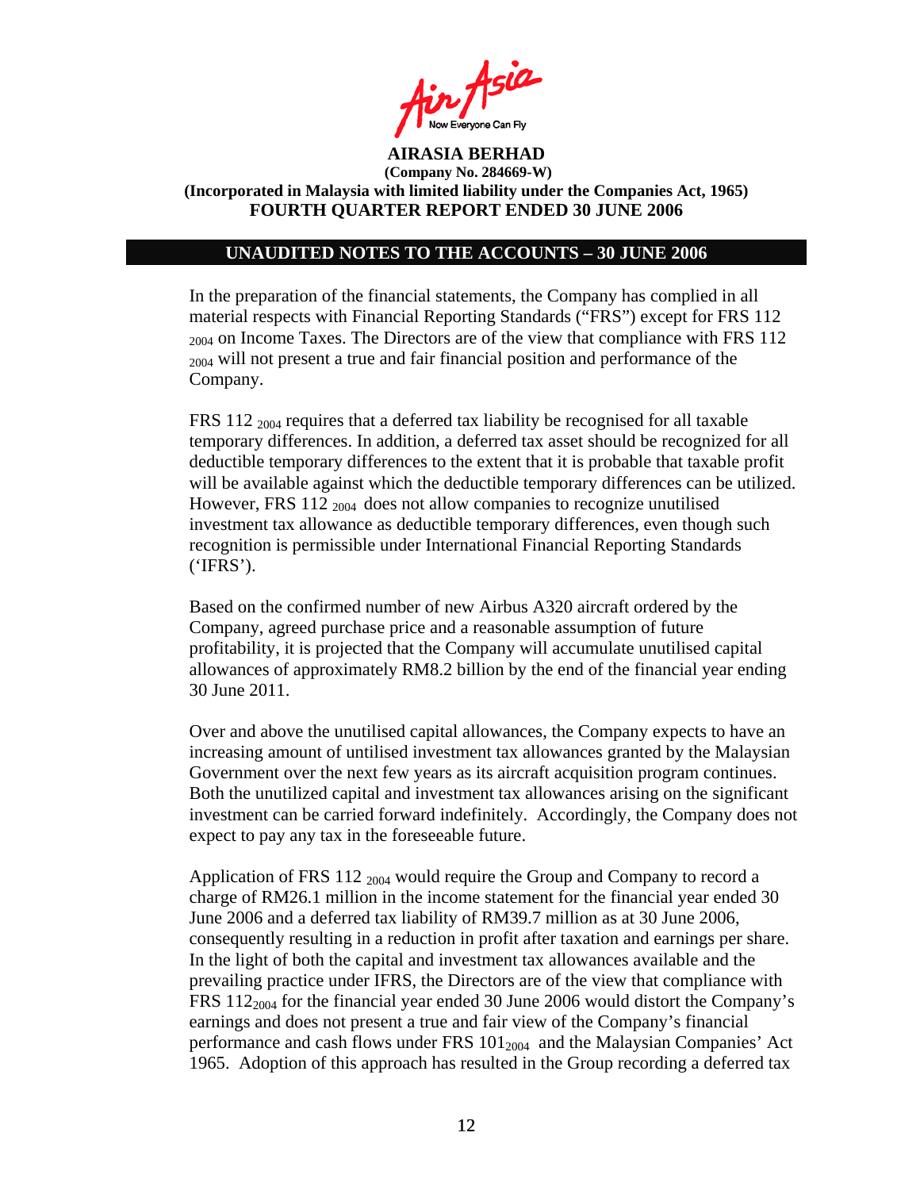**AIRASIA BERHAD**
**(Company No. 284669-W)**
**(Incorporated in Malaysia with limited liability under the Companies Act, 1965)**
**FOURTH QUARTER REPORT ENDED 30 JUNE 2006**

## UNAUDITED NOTES TO THE ACCOUNTS – 30 JUNE 2006

In the preparation of the financial statements, the Company has complied in all material respects with Financial Reporting Standards ("FRS") except for FRS 112 $_{2004}$ on Income Taxes. The Directors are of the view that compliance with FRS 112 $_{2004}$ will not present a true and fair financial position and performance of the Company.

FRS 112 $_{2004}$ requires that a deferred tax liability be recognised for all taxable temporary differences. In addition, a deferred tax asset should be recognized for all deductible temporary differences to the extent that it is probable that taxable profit will be available against which the deductible temporary differences can be utilized. However, FRS 112 $_{2004}$ does not allow companies to recognize unutilised investment tax allowance as deductible temporary differences, even though such recognition is permissible under International Financial Reporting Standards ('IFRS').

Based on the confirmed number of new Airbus A320 aircraft ordered by the Company, agreed purchase price and a reasonable assumption of future profitability, it is projected that the Company will accumulate unutilised capital allowances of approximately RM8.2 billion by the end of the financial year ending 30 June 2011.

Over and above the unutilised capital allowances, the Company expects to have an increasing amount of untilised investment tax allowances granted by the Malaysian Government over the next few years as its aircraft acquisition program continues. Both the unutilized capital and investment tax allowances arising on the significant investment can be carried forward indefinitely. Accordingly, the Company does not expect to pay any tax in the foreseeable future.

Application of FRS 112 $_{2004}$ would require the Group and Company to record a charge of RM26.1 million in the income statement for the financial year ended 30 June 2006 and a deferred tax liability of RM39.7 million as at 30 June 2006, consequently resulting in a reduction in profit after taxation and earnings per share. In the light of both the capital and investment tax allowances available and the prevailing practice under IFRS, the Directors are of the view that compliance with FRS $112_{2004}$ for the financial year ended 30 June 2006 would distort the Company's earnings and does not present a true and fair view of the Company's financial performance and cash flows under FRS $101_{2004}$ and the Malaysian Companies' Act 1965. Adoption of this approach has resulted in the Group recording a deferred tax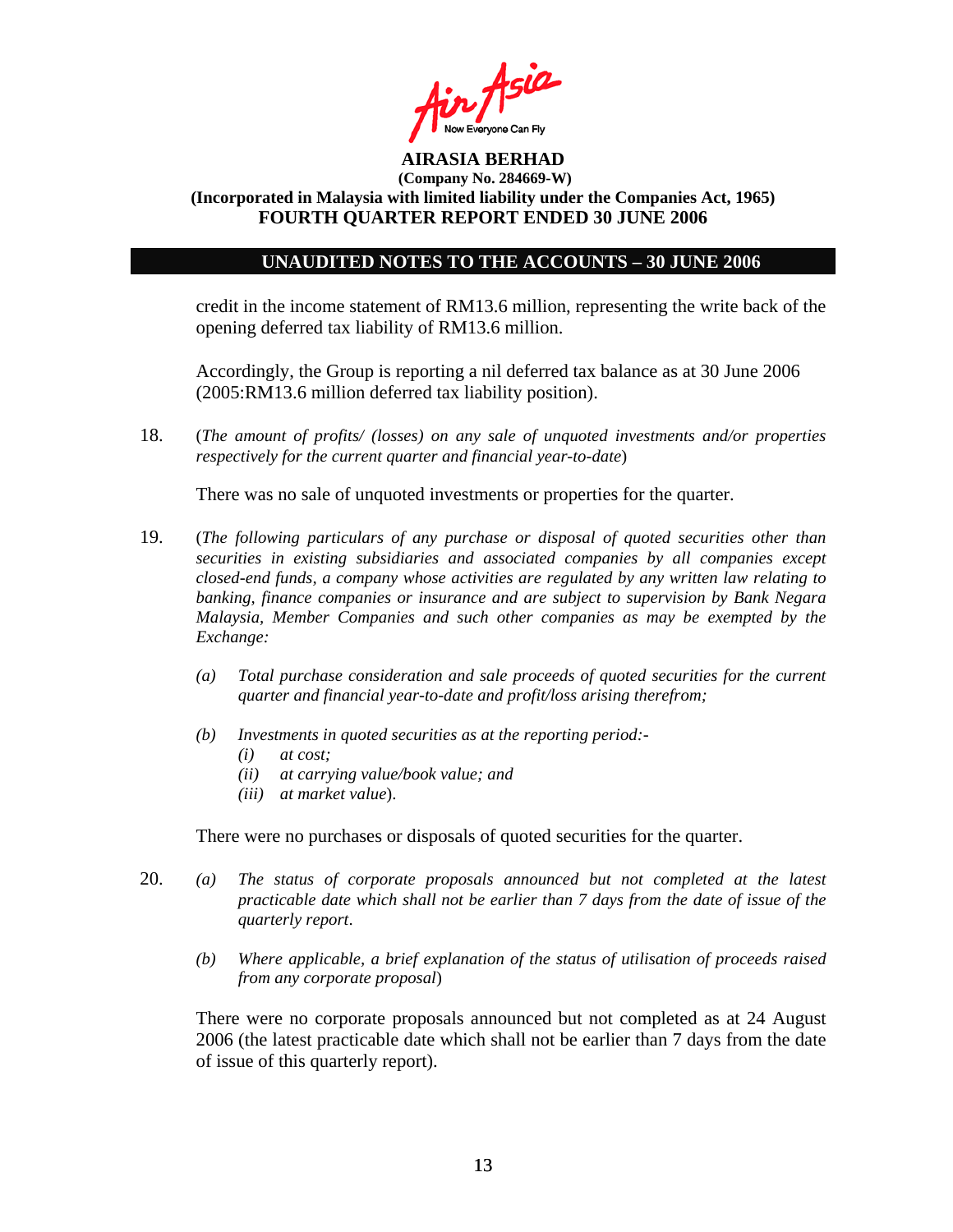credit in the income statement of RM13.6 million, representing the write back of the opening deferred tax liability of RM13.6 million.

Accordingly, the Group is reporting a nil deferred tax balance as at 30 June 2006 (2005:RM13.6 million deferred tax liability position).

18. (*The amount of profits/ (losses) on any sale of unquoted investments and/or properties respectively for the current quarter and financial year-to-date*)

    There was no sale of unquoted investments or properties for the quarter.

19. (*The following particulars of any purchase or disposal of quoted securities other than securities in existing subsidiaries and associated companies by all companies except closed-end funds, a company whose activities are regulated by any written law relating to banking, finance companies or insurance and are subject to supervision by Bank Negara Malaysia, Member Companies and such other companies as may be exempted by the Exchange:*

    *(a) Total purchase consideration and sale proceeds of quoted securities for the current quarter and financial year-to-date and profit/loss arising therefrom;*

    *(b) Investments in quoted securities as at the reporting period:-*
    *(i) at cost;*
    *(ii) at carrying value/book value; and*
    *(iii) at market value*).

    There were no purchases or disposals of quoted securities for the quarter.

20. *(a) The status of corporate proposals announced but not completed at the latest practicable date which shall not be earlier than 7 days from the date of issue of the quarterly report.*

    *(b) Where applicable, a brief explanation of the status of utilisation of proceeds raised from any corporate proposal*)

    There were no corporate proposals announced but not completed as at 24 August 2006 (the latest practicable date which shall not be earlier than 7 days from the date of issue of this quarterly report).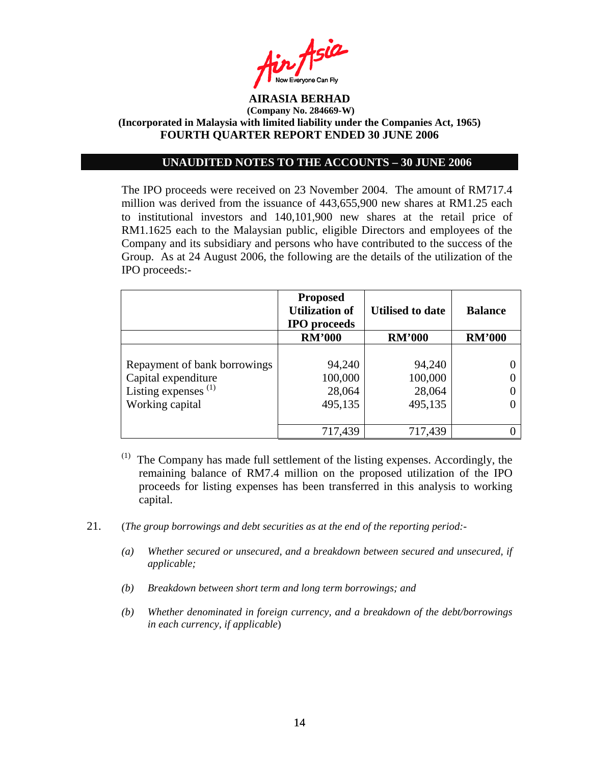**AIRASIA BERHAD**
**(Company No. 284669-W)**
**(Incorporated in Malaysia with limited liability under the Companies Act, 1965)**
**FOURTH QUARTER REPORT ENDED 30 JUNE 2006**

**UNAUDITED NOTES TO THE ACCOUNTS – 30 JUNE 2006**

The IPO proceeds were received on 23 November 2004. The amount of RM717.4 million was derived from the issuance of 443,655,900 new shares at RM1.25 each to institutional investors and 140,101,900 new shares at the retail price of RM1.1625 each to the Malaysian public, eligible Directors and employees of the Company and its subsidiary and persons who have contributed to the success of the Group. As at 24 August 2006, the following are the details of the utilization of the IPO proceeds:-

| | Proposed Utilization of IPO proceeds | Utilised to date | Balance |
|---|---|---|---|
| | RM'000 | RM'000 | RM'000 |
| Repayment of bank borrowings | 94,240 | 94,240 | 0 |
| Capital expenditure | 100,000 | 100,000 | 0 |
| Listing expenses [1] | 28,064 | 28,064 | 0 |
| Working capital | 495,135 | 495,135 | 0 |
| | 717,439 | 717,439 | 0 |

[1] The Company has made full settlement of the listing expenses. Accordingly, the remaining balance of RM7.4 million on the proposed utilization of the IPO proceeds for listing expenses has been transferred in this analysis to working capital.

21. (*The group borrowings and debt securities as at the end of the reporting period:-*

*(a) Whether secured or unsecured, and a breakdown between secured and unsecured, if applicable;*

*(b) Breakdown between short term and long term borrowings; and*

*(b) Whether denominated in foreign currency, and a breakdown of the debt/borrowings in each currency, if applicable*)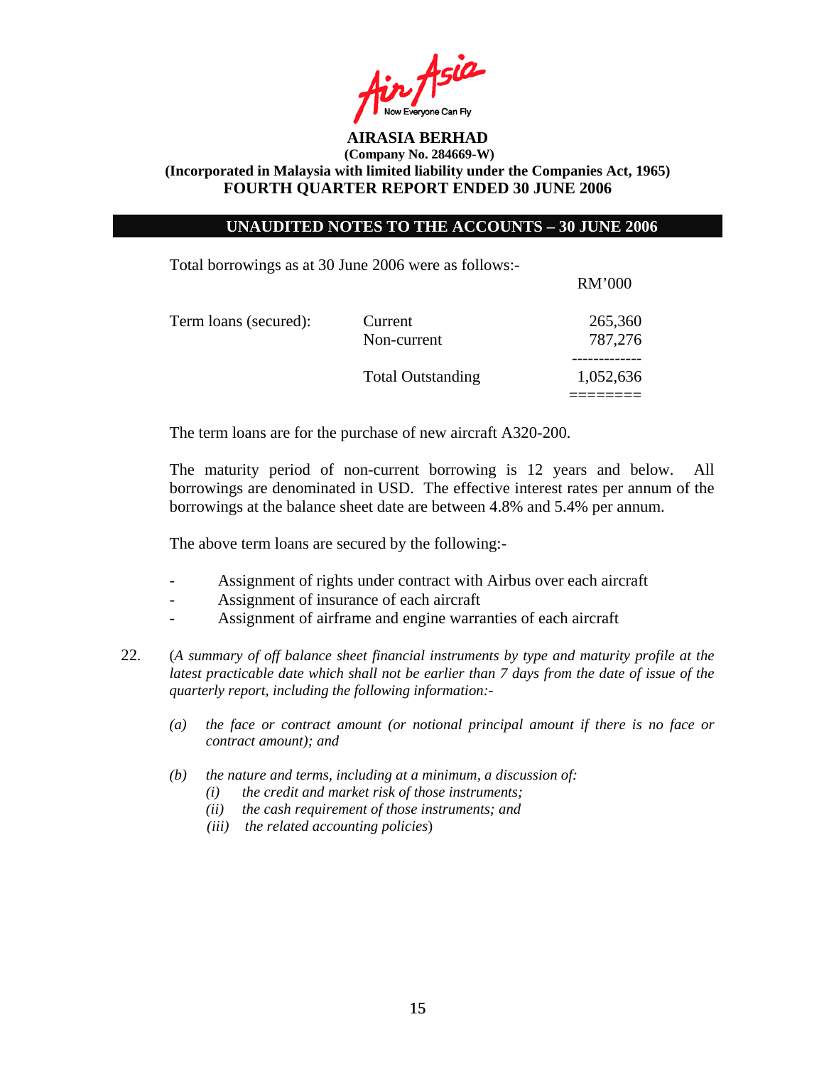**AIRASIA BERHAD**
**(Company No. 284669-W)**
**(Incorporated in Malaysia with limited liability under the Companies Act, 1965)**
**FOURTH QUARTER REPORT ENDED 30 JUNE 2006**

## UNAUDITED NOTES TO THE ACCOUNTS – 30 JUNE 2006

Total borrowings as at 30 June 2006 were as follows:-

| | | RM'000 |
|---|---|---|
| Term loans (secured): | Current | 265,360 |
| | Non-current | 787,276 |
| | Total Outstanding | 1,052,636 |

The term loans are for the purchase of new aircraft A320-200.

The maturity period of non-current borrowing is 12 years and below. All borrowings are denominated in USD. The effective interest rates per annum of the borrowings at the balance sheet date are between 4.8% and 5.4% per annum.

The above term loans are secured by the following:-

- Assignment of rights under contract with Airbus over each aircraft
- Assignment of insurance of each aircraft
- Assignment of airframe and engine warranties of each aircraft

22. (*A summary of off balance sheet financial instruments by type and maturity profile at the latest practicable date which shall not be earlier than 7 days from the date of issue of the quarterly report, including the following information:-*

    *(a) the face or contract amount (or notional principal amount if there is no face or contract amount); and*

    *(b) the nature and terms, including at a minimum, a discussion of:*
    *(i) the credit and market risk of those instruments;*
    *(ii) the cash requirement of those instruments; and*
    *(iii) the related accounting policies*)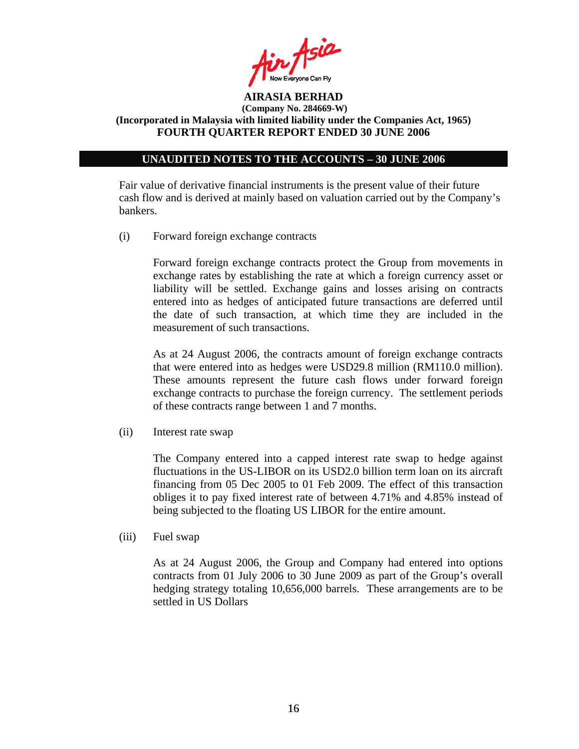**AIRASIA BERHAD**
**(Company No. 284669-W)**
**(Incorporated in Malaysia with limited liability under the Companies Act, 1965)**
**FOURTH QUARTER REPORT ENDED 30 JUNE 2006**

## UNAUDITED NOTES TO THE ACCOUNTS – 30 JUNE 2006

Fair value of derivative financial instruments is the present value of their future cash flow and is derived at mainly based on valuation carried out by the Company's bankers.

(i) Forward foreign exchange contracts

Forward foreign exchange contracts protect the Group from movements in exchange rates by establishing the rate at which a foreign currency asset or liability will be settled. Exchange gains and losses arising on contracts entered into as hedges of anticipated future transactions are deferred until the date of such transaction, at which time they are included in the measurement of such transactions.

As at 24 August 2006, the contracts amount of foreign exchange contracts that were entered into as hedges were USD29.8 million (RM110.0 million). These amounts represent the future cash flows under forward foreign exchange contracts to purchase the foreign currency. The settlement periods of these contracts range between 1 and 7 months.

(ii) Interest rate swap

The Company entered into a capped interest rate swap to hedge against fluctuations in the US-LIBOR on its USD2.0 billion term loan on its aircraft financing from 05 Dec 2005 to 01 Feb 2009. The effect of this transaction obliges it to pay fixed interest rate of between 4.71% and 4.85% instead of being subjected to the floating US LIBOR for the entire amount.

(iii) Fuel swap

As at 24 August 2006, the Group and Company had entered into options contracts from 01 July 2006 to 30 June 2009 as part of the Group's overall hedging strategy totaling 10,656,000 barrels. These arrangements are to be settled in US Dollars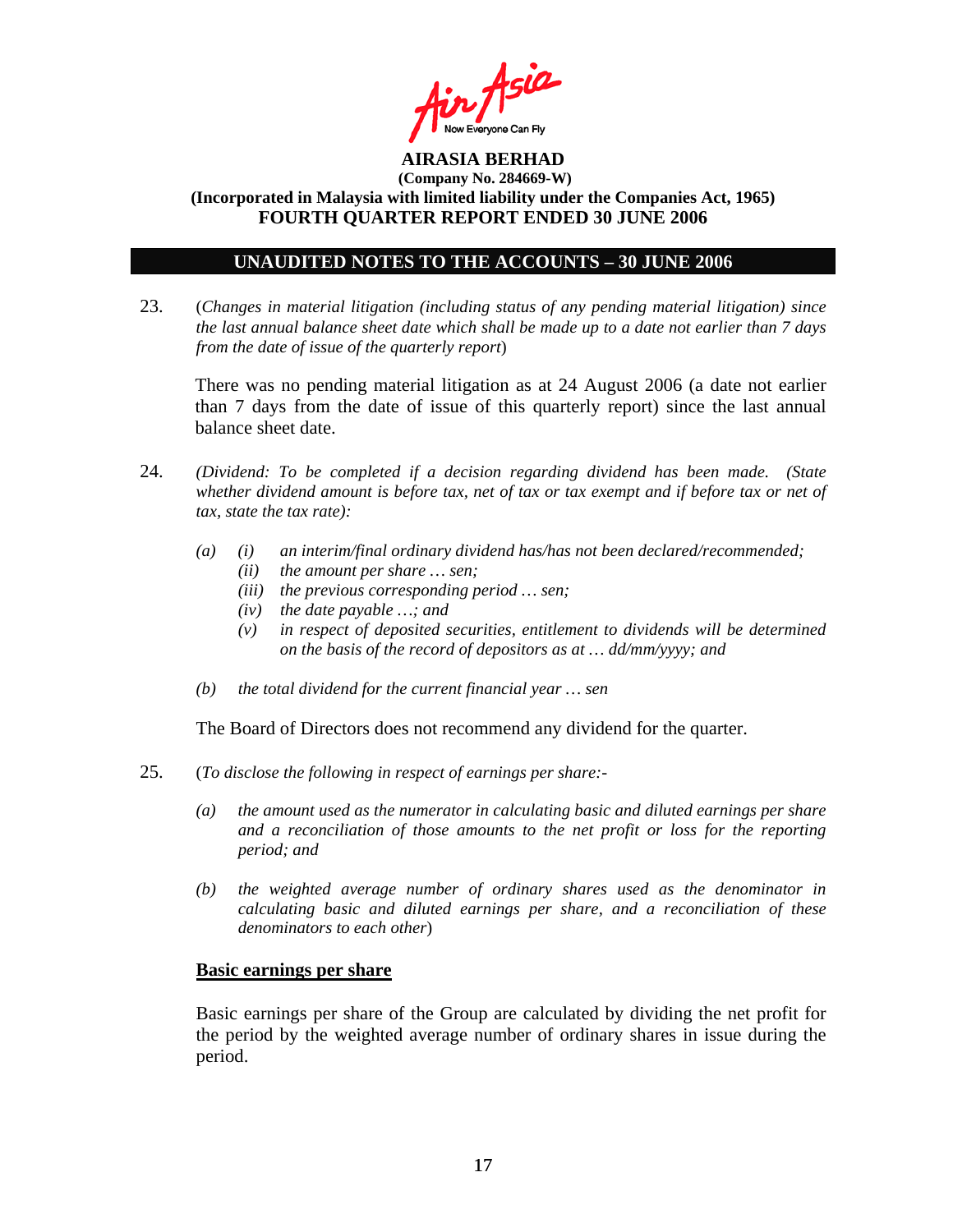**AIRASIA BERHAD**
**(Company No. 284669-W)**
**(Incorporated in Malaysia with limited liability under the Companies Act, 1965)**
**FOURTH QUARTER REPORT ENDED 30 JUNE 2006**

**UNAUDITED NOTES TO THE ACCOUNTS – 30 JUNE 2006**

23. (*Changes in material litigation (including status of any pending material litigation) since the last annual balance sheet date which shall be made up to a date not earlier than 7 days from the date of issue of the quarterly report*)

    There was no pending material litigation as at 24 August 2006 (a date not earlier than 7 days from the date of issue of this quarterly report) since the last annual balance sheet date.

24. *(Dividend: To be completed if a decision regarding dividend has been made. (State whether dividend amount is before tax, net of tax or tax exempt and if before tax or net of tax, state the tax rate):*

    *(a) (i) an interim/final ordinary dividend has/has not been declared/recommended;*
    *(ii) the amount per share … sen;*
    *(iii) the previous corresponding period … sen;*
    *(iv) the date payable …; and*
    *(v) in respect of deposited securities, entitlement to dividends will be determined on the basis of the record of depositors as at … dd/mm/yyyy; and*

    *(b) the total dividend for the current financial year … sen*

    The Board of Directors does not recommend any dividend for the quarter.

25. (*To disclose the following in respect of earnings per share:-*

    *(a) the amount used as the numerator in calculating basic and diluted earnings per share and a reconciliation of those amounts to the net profit or loss for the reporting period; and*

    *(b) the weighted average number of ordinary shares used as the denominator in calculating basic and diluted earnings per share, and a reconciliation of these denominators to each other*)

    **Basic earnings per share**

    Basic earnings per share of the Group are calculated by dividing the net profit for the period by the weighted average number of ordinary shares in issue during the period.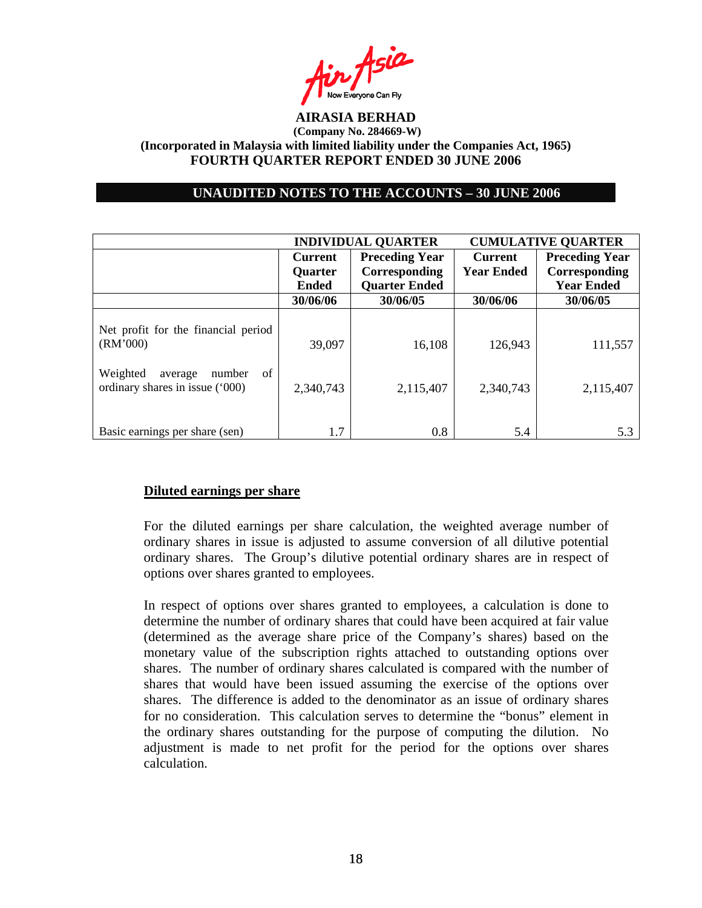AIRASIA BERHAD

(Company No. 284669-W)

(Incorporated in Malaysia with limited liability under the Companies Act, 1965)

FOURTH QUARTER REPORT ENDED 30 JUNE 2006

## UNAUDITED NOTES TO THE ACCOUNTS – 30 JUNE 2006

| | INDIVIDUAL QUARTER | | CUMULATIVE QUARTER | |
|---|---|---|---|---|
| | Current Quarter Ended | Preceding Year Corresponding Quarter Ended | Current Year Ended | Preceding Year Corresponding Year Ended |
| | 30/06/06 | 30/06/05 | 30/06/06 | 30/06/05 |
| Net profit for the financial period (RM'000) | 39,097 | 16,108 | 126,943 | 111,557 |
| Weighted average number of ordinary shares in issue ('000) | 2,340,743 | 2,115,407 | 2,340,743 | 2,115,407 |
| Basic earnings per share (sen) | 1.7 | 0.8 | 5.4 | 5.3 |

**Diluted earnings per share**

For the diluted earnings per share calculation, the weighted average number of ordinary shares in issue is adjusted to assume conversion of all dilutive potential ordinary shares. The Group's dilutive potential ordinary shares are in respect of options over shares granted to employees.

In respect of options over shares granted to employees, a calculation is done to determine the number of ordinary shares that could have been acquired at fair value (determined as the average share price of the Company's shares) based on the monetary value of the subscription rights attached to outstanding options over shares. The number of ordinary shares calculated is compared with the number of shares that would have been issued assuming the exercise of the options over shares. The difference is added to the denominator as an issue of ordinary shares for no consideration. This calculation serves to determine the "bonus" element in the ordinary shares outstanding for the purpose of computing the dilution. No adjustment is made to net profit for the period for the options over shares calculation.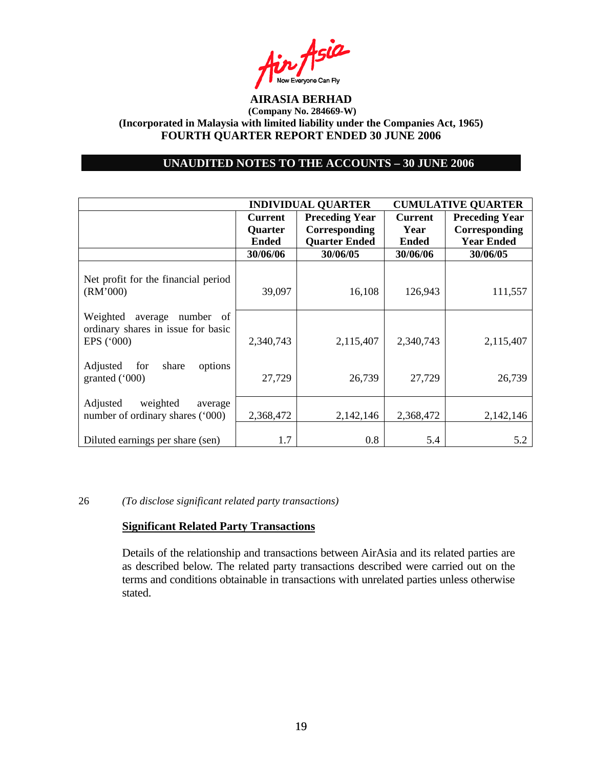Air Asia
Now Everyone Can Fly

**AIRASIA BERHAD**
**(Company No. 284669-W)**
**(Incorporated in Malaysia with limited liability under the Companies Act, 1965)**
**FOURTH QUARTER REPORT ENDED 30 JUNE 2006**

## UNAUDITED NOTES TO THE ACCOUNTS – 30 JUNE 2006

| | INDIVIDUAL QUARTER | | CUMULATIVE QUARTER | |
|---|---|---|---|---|
| | **Current Quarter Ended** | **Preceding Year Corresponding Quarter Ended** | **Current Year Ended** | **Preceding Year Corresponding Year Ended** |
| | **30/06/06** | **30/06/05** | **30/06/06** | **30/06/05** |
| Net profit for the financial period (RM'000) | 39,097 | 16,108 | 126,943 | 111,557 |
| Weighted average number of ordinary shares in issue for basic EPS ('000) | 2,340,743 | 2,115,407 | 2,340,743 | 2,115,407 |
| Adjusted for share options granted ('000) | 27,729 | 26,739 | 27,729 | 26,739 |
| Adjusted weighted average number of ordinary shares ('000) | 2,368,472 | 2,142,146 | 2,368,472 | 2,142,146 |
| Diluted earnings per share (sen) | 1.7 | 0.8 | 5.4 | 5.2 |

26 *(To disclose significant related party transactions)*

**Significant Related Party Transactions**

Details of the relationship and transactions between AirAsia and its related parties are as described below. The related party transactions described were carried out on the terms and conditions obtainable in transactions with unrelated parties unless otherwise stated.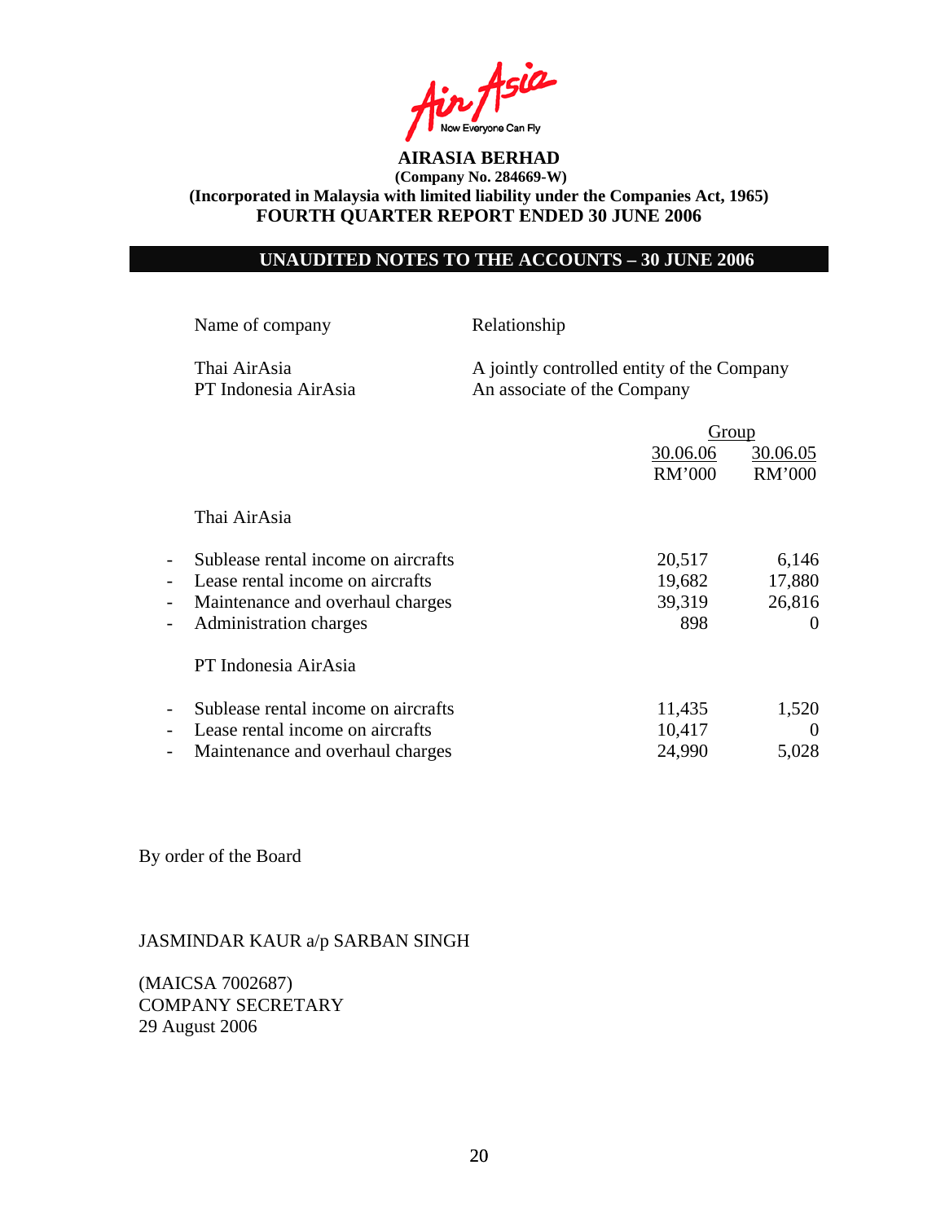**AIRASIA BERHAD**
**(Company No. 284669-W)**
**(Incorporated in Malaysia with limited liability under the Companies Act, 1965)**
**FOURTH QUARTER REPORT ENDED 30 JUNE 2006**

## UNAUDITED NOTES TO THE ACCOUNTS – 30 JUNE 2006

| Name of company | Relationship |
|---|---|
| Thai AirAsia | A jointly controlled entity of the Company |
| PT Indonesia AirAsia | An associate of the Company |

| | Group | |
|---|---|---|
| | 30.06.06 | 30.06.05 |
| | RM'000 | RM'000 |
| **Thai AirAsia** | | |
| - Sublease rental income on aircrafts | 20,517 | 6,146 |
| - Lease rental income on aircrafts | 19,682 | 17,880 |
| - Maintenance and overhaul charges | 39,319 | 26,816 |
| - Administration charges | 898 | 0 |
| **PT Indonesia AirAsia** | | |
| - Sublease rental income on aircrafts | 11,435 | 1,520 |
| - Lease rental income on aircrafts | 10,417 | 0 |
| - Maintenance and overhaul charges | 24,990 | 5,028 |

By order of the Board

JASMINDAR KAUR a/p SARBAN SINGH

(MAICSA 7002687)
COMPANY SECRETARY
29 August 2006